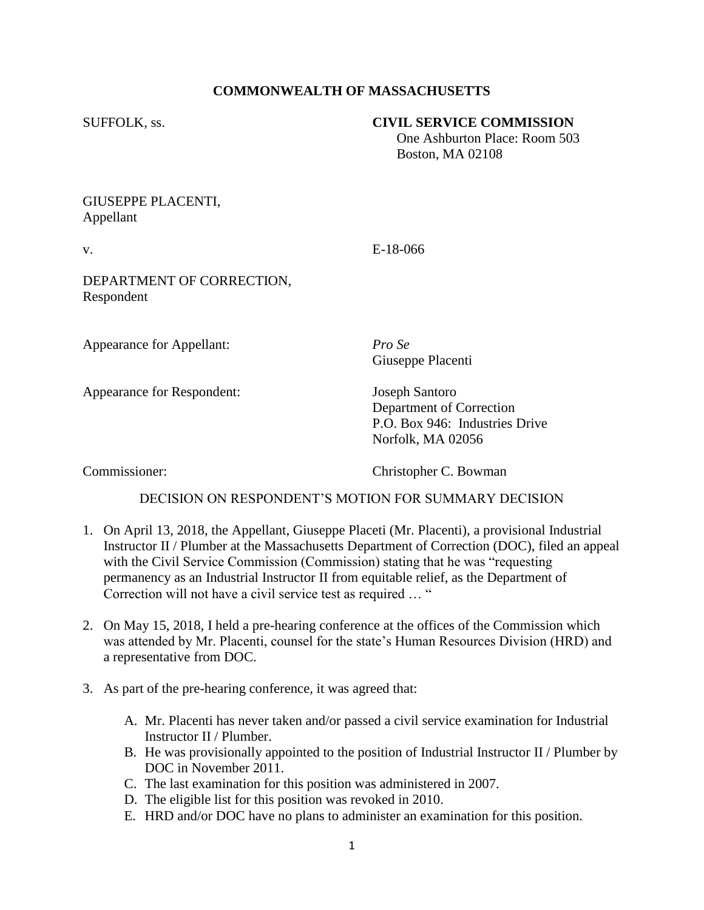**COMMONWEALTH OF MASSACHUSETTS**

SUFFOLK, ss.

**CIVIL SERVICE COMMISSION**
One Ashburton Place: Room 503
Boston, MA 02108

GIUSEPPE PLACENTI,
Appellant

v. E-18-066

DEPARTMENT OF CORRECTION,
Respondent

Appearance for Appellant: *Pro Se*
Giuseppe Placenti

Appearance for Respondent: Joseph Santoro
Department of Correction
P.O. Box 946: Industries Drive
Norfolk, MA 02056

Commissioner: Christopher C. Bowman

DECISION ON RESPONDENT'S MOTION FOR SUMMARY DECISION

1. On April 13, 2018, the Appellant, Giuseppe Placeti (Mr. Placenti), a provisional Industrial Instructor II / Plumber at the Massachusetts Department of Correction (DOC), filed an appeal with the Civil Service Commission (Commission) stating that he was "requesting permanency as an Industrial Instructor II from equitable relief, as the Department of Correction will not have a civil service test as required … "

2. On May 15, 2018, I held a pre-hearing conference at the offices of the Commission which was attended by Mr. Placenti, counsel for the state's Human Resources Division (HRD) and a representative from DOC.

3. As part of the pre-hearing conference, it was agreed that:

   A. Mr. Placenti has never taken and/or passed a civil service examination for Industrial Instructor II / Plumber.
   B. He was provisionally appointed to the position of Industrial Instructor II / Plumber by DOC in November 2011.
   C. The last examination for this position was administered in 2007.
   D. The eligible list for this position was revoked in 2010.
   E. HRD and/or DOC have no plans to administer an examination for this position.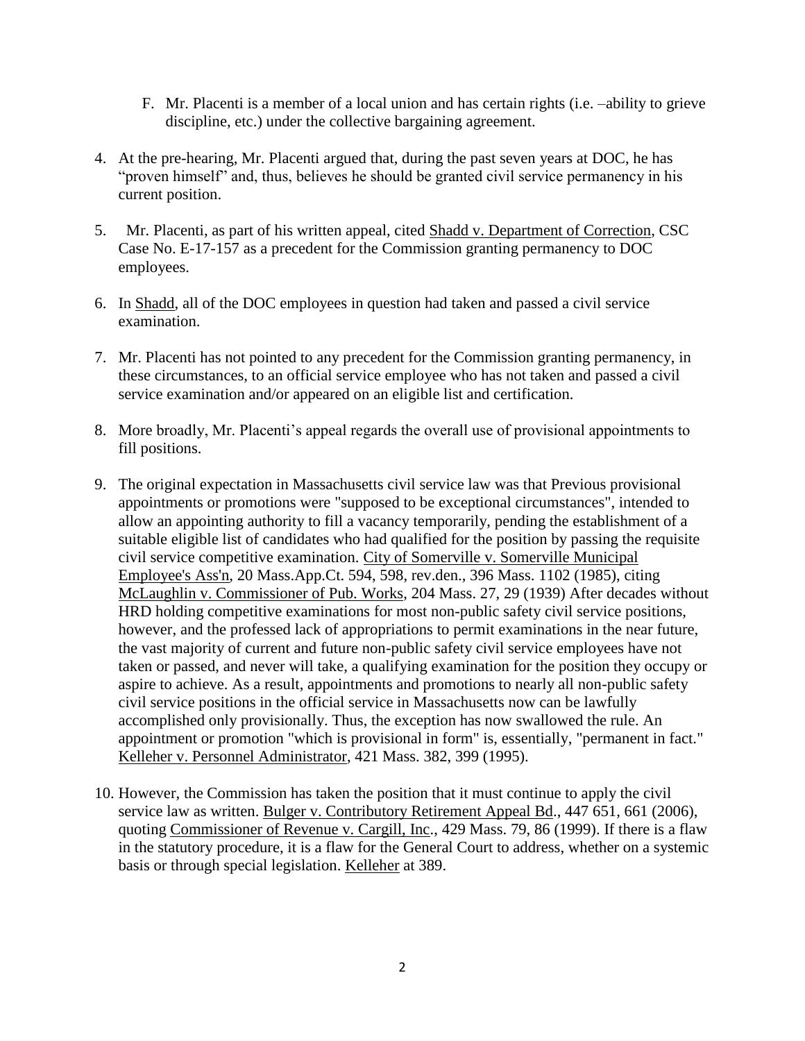F. Mr. Placenti is a member of a local union and has certain rights (i.e. –ability to grieve discipline, etc.) under the collective bargaining agreement.

4. At the pre-hearing, Mr. Placenti argued that, during the past seven years at DOC, he has "proven himself" and, thus, believes he should be granted civil service permanency in his current position.

5. Mr. Placenti, as part of his written appeal, cited Shadd v. Department of Correction, CSC Case No. E-17-157 as a precedent for the Commission granting permanency to DOC employees.

6. In Shadd, all of the DOC employees in question had taken and passed a civil service examination.

7. Mr. Placenti has not pointed to any precedent for the Commission granting permanency, in these circumstances, to an official service employee who has not taken and passed a civil service examination and/or appeared on an eligible list and certification.

8. More broadly, Mr. Placenti's appeal regards the overall use of provisional appointments to fill positions.

9. The original expectation in Massachusetts civil service law was that Previous provisional appointments or promotions were "supposed to be exceptional circumstances", intended to allow an appointing authority to fill a vacancy temporarily, pending the establishment of a suitable eligible list of candidates who had qualified for the position by passing the requisite civil service competitive examination. City of Somerville v. Somerville Municipal Employee's Ass'n, 20 Mass.App.Ct. 594, 598, rev.den., 396 Mass. 1102 (1985), citing McLaughlin v. Commissioner of Pub. Works, 204 Mass. 27, 29 (1939) After decades without HRD holding competitive examinations for most non-public safety civil service positions, however, and the professed lack of appropriations to permit examinations in the near future, the vast majority of current and future non-public safety civil service employees have not taken or passed, and never will take, a qualifying examination for the position they occupy or aspire to achieve. As a result, appointments and promotions to nearly all non-public safety civil service positions in the official service in Massachusetts now can be lawfully accomplished only provisionally. Thus, the exception has now swallowed the rule. An appointment or promotion "which is provisional in form" is, essentially, "permanent in fact." Kelleher v. Personnel Administrator, 421 Mass. 382, 399 (1995).

10. However, the Commission has taken the position that it must continue to apply the civil service law as written. Bulger v. Contributory Retirement Appeal Bd., 447 651, 661 (2006), quoting Commissioner of Revenue v. Cargill, Inc., 429 Mass. 79, 86 (1999). If there is a flaw in the statutory procedure, it is a flaw for the General Court to address, whether on a systemic basis or through special legislation. Kelleher at 389.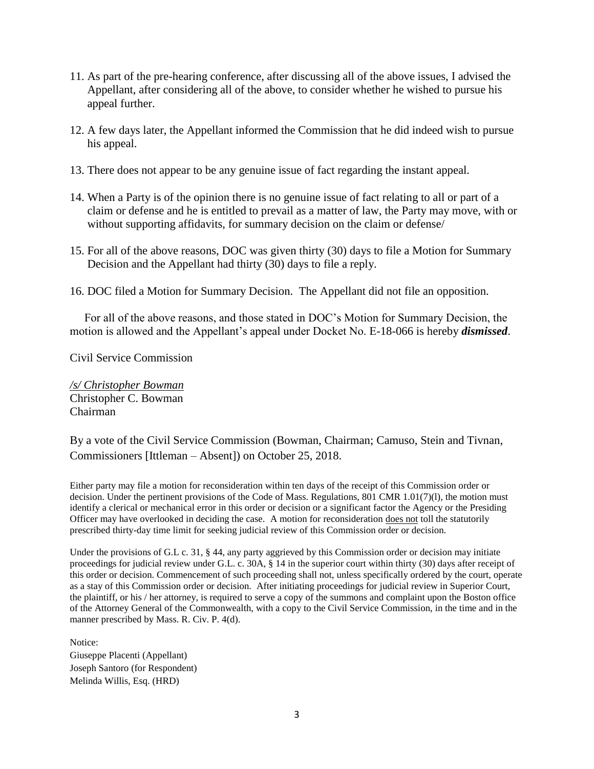11. As part of the pre-hearing conference, after discussing all of the above issues, I advised the Appellant, after considering all of the above, to consider whether he wished to pursue his appeal further.

12. A few days later, the Appellant informed the Commission that he did indeed wish to pursue his appeal.

13. There does not appear to be any genuine issue of fact regarding the instant appeal.

14. When a Party is of the opinion there is no genuine issue of fact relating to all or part of a claim or defense and he is entitled to prevail as a matter of law, the Party may move, with or without supporting affidavits, for summary decision on the claim or defense/

15. For all of the above reasons, DOC was given thirty (30) days to file a Motion for Summary Decision and the Appellant had thirty (30) days to file a reply.

16. DOC filed a Motion for Summary Decision. The Appellant did not file an opposition.

For all of the above reasons, and those stated in DOC's Motion for Summary Decision, the motion is allowed and the Appellant's appeal under Docket No. E-18-066 is hereby ***dismissed***.

Civil Service Commission

*/s/ Christopher Bowman*
Christopher C. Bowman
Chairman

By a vote of the Civil Service Commission (Bowman, Chairman; Camuso, Stein and Tivnan, Commissioners [Ittleman – Absent]) on October 25, 2018.

Either party may file a motion for reconsideration within ten days of the receipt of this Commission order or decision. Under the pertinent provisions of the Code of Mass. Regulations, 801 CMR 1.01(7)(l), the motion must identify a clerical or mechanical error in this order or decision or a significant factor the Agency or the Presiding Officer may have overlooked in deciding the case. A motion for reconsideration does not toll the statutorily prescribed thirty-day time limit for seeking judicial review of this Commission order or decision.

Under the provisions of G.L c. 31, § 44, any party aggrieved by this Commission order or decision may initiate proceedings for judicial review under G.L. c. 30A, § 14 in the superior court within thirty (30) days after receipt of this order or decision. Commencement of such proceeding shall not, unless specifically ordered by the court, operate as a stay of this Commission order or decision. After initiating proceedings for judicial review in Superior Court, the plaintiff, or his / her attorney, is required to serve a copy of the summons and complaint upon the Boston office of the Attorney General of the Commonwealth, with a copy to the Civil Service Commission, in the time and in the manner prescribed by Mass. R. Civ. P. 4(d).

Notice:
Giuseppe Placenti (Appellant)
Joseph Santoro (for Respondent)
Melinda Willis, Esq. (HRD)